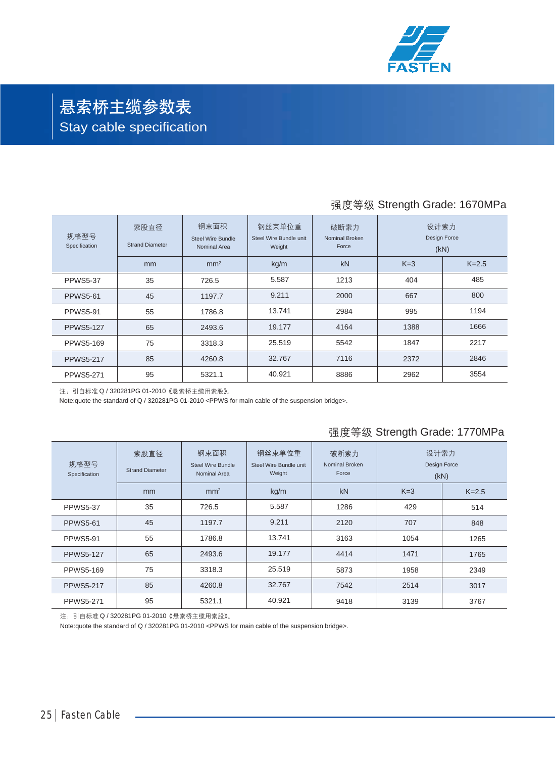# 悬索桥主缆参数表
## Stay cable specification

### 强度等级 Strength Grade: 1670MPa

| 规格型号 Specification | 索股直径 Strand Diameter | 钢束面积 Steel Wire Bundle Nominal Area | 钢丝束单位重 Steel Wire Bundle unit Weight | 破断索力 Nominal Broken Force | 设计索力 Design Force (kN) | |
|---|---|---|---|---|---|---|
| | mm | mm² | kg/m | kN | K=3 | K=2.5 |
| PPWS5-37 | 35 | 726.5 | 5.587 | 1213 | 404 | 485 |
| PPWS5-61 | 45 | 1197.7 | 9.211 | 2000 | 667 | 800 |
| PPWS5-91 | 55 | 1786.8 | 13.741 | 2984 | 995 | 1194 |
| PPWS5-127 | 65 | 2493.6 | 19.177 | 4164 | 1388 | 1666 |
| PPWS5-169 | 75 | 3318.3 | 25.519 | 5542 | 1847 | 2217 |
| PPWS5-217 | 85 | 4260.8 | 32.767 | 7116 | 2372 | 2846 |
| PPWS5-271 | 95 | 5321.1 | 40.921 | 8886 | 2962 | 3554 |

注：引自标准 Q / 320281PG 01-2010《悬索桥主缆用索股》。
Note:quote the standard of Q / 320281PG 01-2010 <PPWS for main cable of the suspension bridge>.

### 强度等级 Strength Grade: 1770MPa

| 规格型号 Specification | 索股直径 Strand Diameter | 钢束面积 Steel Wire Bundle Nominal Area | 钢丝束单位重 Steel Wire Bundle unit Weight | 破断索力 Nominal Broken Force | 设计索力 Design Force (kN) | |
|---|---|---|---|---|---|---|
| | mm | mm² | kg/m | kN | K=3 | K=2.5 |
| PPWS5-37 | 35 | 726.5 | 5.587 | 1286 | 429 | 514 |
| PPWS5-61 | 45 | 1197.7 | 9.211 | 2120 | 707 | 848 |
| PPWS5-91 | 55 | 1786.8 | 13.741 | 3163 | 1054 | 1265 |
| PPWS5-127 | 65 | 2493.6 | 19.177 | 4414 | 1471 | 1765 |
| PPWS5-169 | 75 | 3318.3 | 25.519 | 5873 | 1958 | 2349 |
| PPWS5-217 | 85 | 4260.8 | 32.767 | 7542 | 2514 | 3017 |
| PPWS5-271 | 95 | 5321.1 | 40.921 | 9418 | 3139 | 3767 |

注：引自标准 Q / 320281PG 01-2010《悬索桥主缆用索股》。
Note:quote the standard of Q / 320281PG 01-2010 <PPWS for main cable of the suspension bridge>.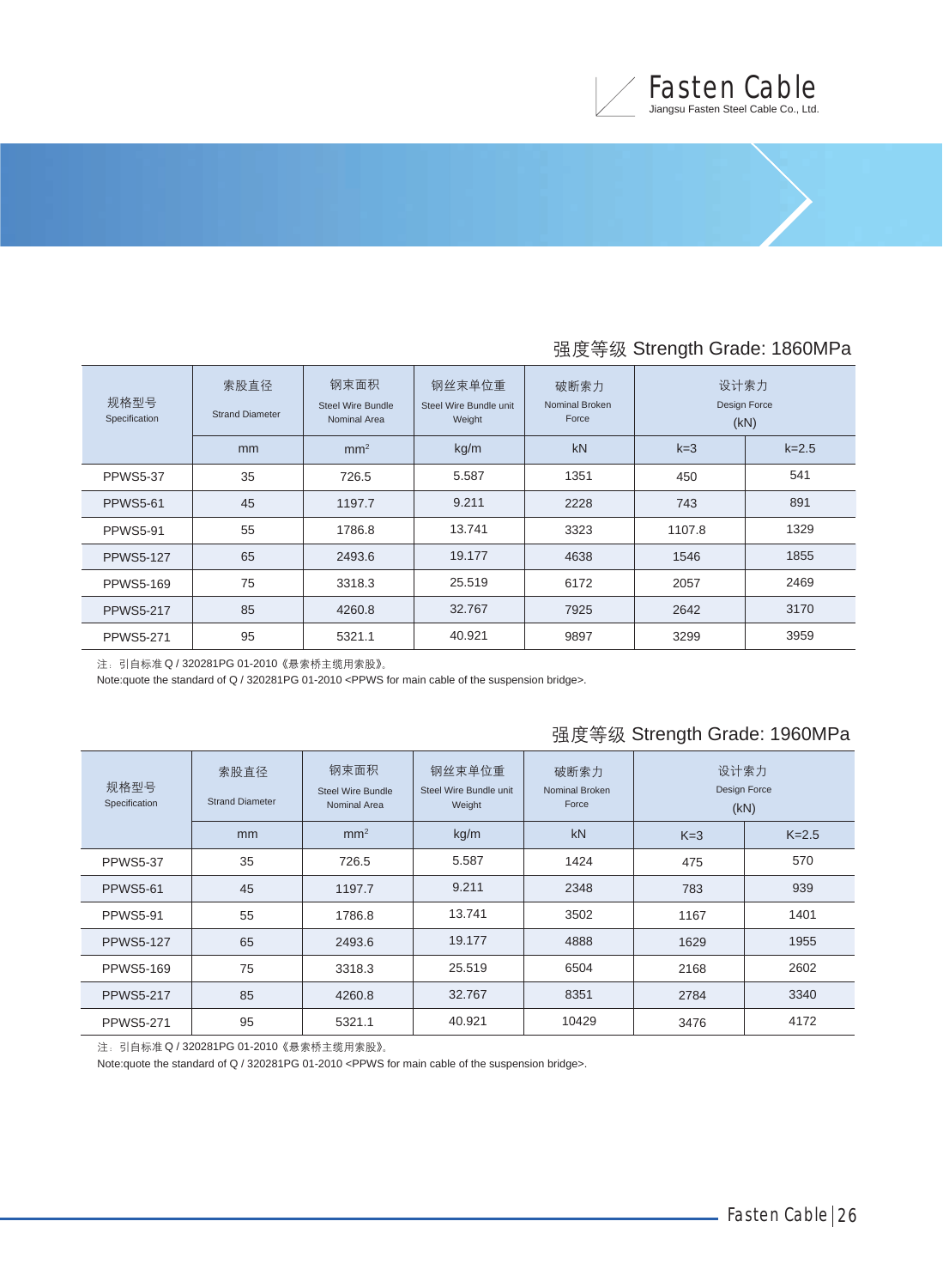## 强度等级 Strength Grade: 1860MPa

| 规格型号 Specification | 索股直径 Strand Diameter | 钢束面积 Steel Wire Bundle Nominal Area | 钢丝束单位重 Steel Wire Bundle unit Weight | 破断索力 Nominal Broken Force | 设计索力 Design Force (kN) | |
|---|---|---|---|---|---|---|
| | mm | $mm^2$ | kg/m | kN | k=3 | k=2.5 |
| PPWS5-37 | 35 | 726.5 | 5.587 | 1351 | 450 | 541 |
| PPWS5-61 | 45 | 1197.7 | 9.211 | 2228 | 743 | 891 |
| PPWS5-91 | 55 | 1786.8 | 13.741 | 3323 | 1107.8 | 1329 |
| PPWS5-127 | 65 | 2493.6 | 19.177 | 4638 | 1546 | 1855 |
| PPWS5-169 | 75 | 3318.3 | 25.519 | 6172 | 2057 | 2469 |
| PPWS5-217 | 85 | 4260.8 | 32.767 | 7925 | 2642 | 3170 |
| PPWS5-271 | 95 | 5321.1 | 40.921 | 9897 | 3299 | 3959 |

注：引自标准 Q / 320281PG 01-2010《悬索桥主缆用索股》。

Note:quote the standard of Q / 320281PG 01-2010 <PPWS for main cable of the suspension bridge>.

## 强度等级 Strength Grade: 1960MPa

| 规格型号 Specification | 索股直径 Strand Diameter | 钢束面积 Steel Wire Bundle Nominal Area | 钢丝束单位重 Steel Wire Bundle unit Weight | 破断索力 Nominal Broken Force | 设计索力 Design Force (kN) | |
|---|---|---|---|---|---|---|
| | mm | $mm^2$ | kg/m | kN | K=3 | K=2.5 |
| PPWS5-37 | 35 | 726.5 | 5.587 | 1424 | 475 | 570 |
| PPWS5-61 | 45 | 1197.7 | 9.211 | 2348 | 783 | 939 |
| PPWS5-91 | 55 | 1786.8 | 13.741 | 3502 | 1167 | 1401 |
| PPWS5-127 | 65 | 2493.6 | 19.177 | 4888 | 1629 | 1955 |
| PPWS5-169 | 75 | 3318.3 | 25.519 | 6504 | 2168 | 2602 |
| PPWS5-217 | 85 | 4260.8 | 32.767 | 8351 | 2784 | 3340 |
| PPWS5-271 | 95 | 5321.1 | 40.921 | 10429 | 3476 | 4172 |

注：引自标准 Q / 320281PG 01-2010《悬索桥主缆用索股》。

Note:quote the standard of Q / 320281PG 01-2010 <PPWS for main cable of the suspension bridge>.